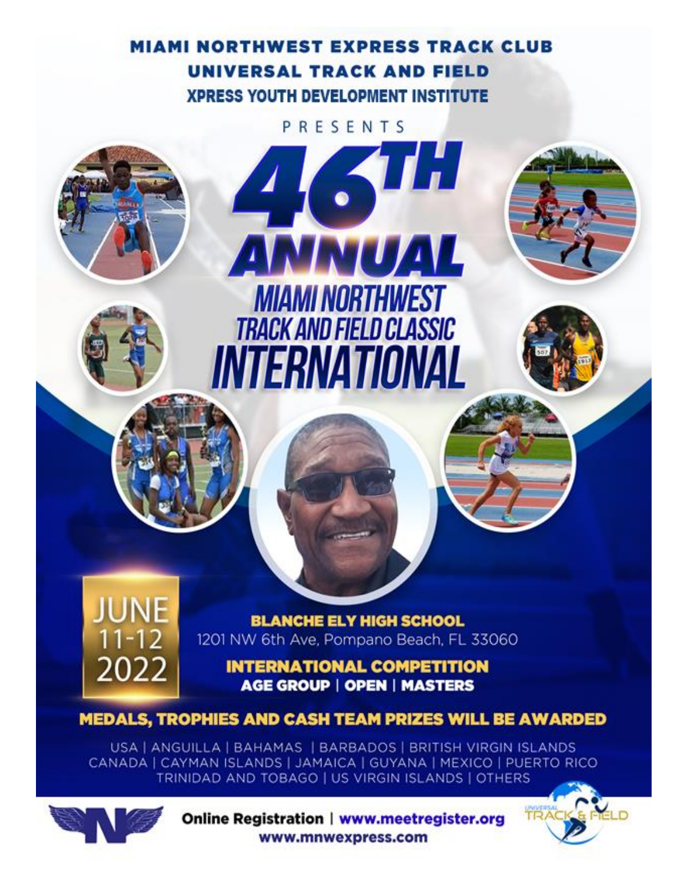**MIAMI NORTHWEST EXPRESS TRACK CLUB**
**UNIVERSAL TRACK AND FIELD**
**XPRESS YOUTH DEVELOPMENT INSTITUTE**

PRESENTS

# 46TH ANNUAL MIAMI NORTHWEST TRACK AND FIELD CLASSIC INTERNATIONAL

**JUNE 11-12 2022**

**BLANCHE ELY HIGH SCHOOL**
1201 NW 6th Ave, Pompano Beach, FL 33060

**INTERNATIONAL COMPETITION**
**AGE GROUP | OPEN | MASTERS**

**MEDALS, TROPHIES AND CASH TEAM PRIZES WILL BE AWARDED**

USA | ANGUILLA | BAHAMAS | BARBADOS | BRITISH VIRGIN ISLANDS
CANADA | CAYMAN ISLANDS | JAMAICA | GUYANA | MEXICO | PUERTO RICO
TRINIDAD AND TOBAGO | US VIRGIN ISLANDS | OTHERS

**Online Registration | www.meetregister.org**
**www.mnwexpress.com**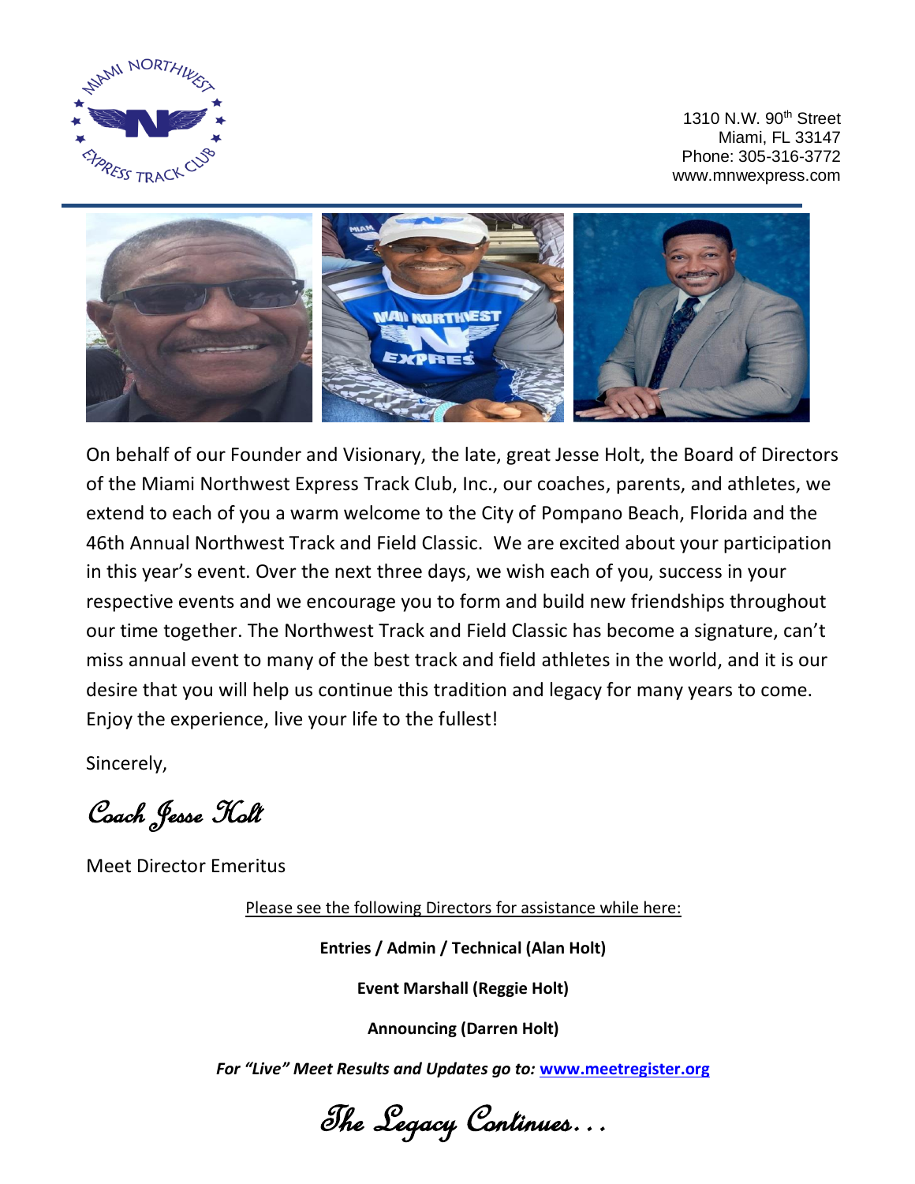1310 N.W. 90th Street
Miami, FL 33147
Phone: 305-316-3772
www.mnwexpress.com

On behalf of our Founder and Visionary, the late, great Jesse Holt, the Board of Directors of the Miami Northwest Express Track Club, Inc., our coaches, parents, and athletes, we extend to each of you a warm welcome to the City of Pompano Beach, Florida and the 46th Annual Northwest Track and Field Classic. We are excited about your participation in this year's event. Over the next three days, we wish each of you, success in your respective events and we encourage you to form and build new friendships throughout our time together. The Northwest Track and Field Classic has become a signature, can't miss annual event to many of the best track and field athletes in the world, and it is our desire that you will help us continue this tradition and legacy for many years to come. Enjoy the experience, live your life to the fullest!

Sincerely,

*Coach Jesse Holt*

Meet Director Emeritus

Please see the following Directors for assistance while here:

**Entries / Admin / Technical (Alan Holt)**

**Event Marshall (Reggie Holt)**

**Announcing (Darren Holt)**

***For "Live" Meet Results and Updates go to: www.meetregister.org***

*The Legacy Continues…*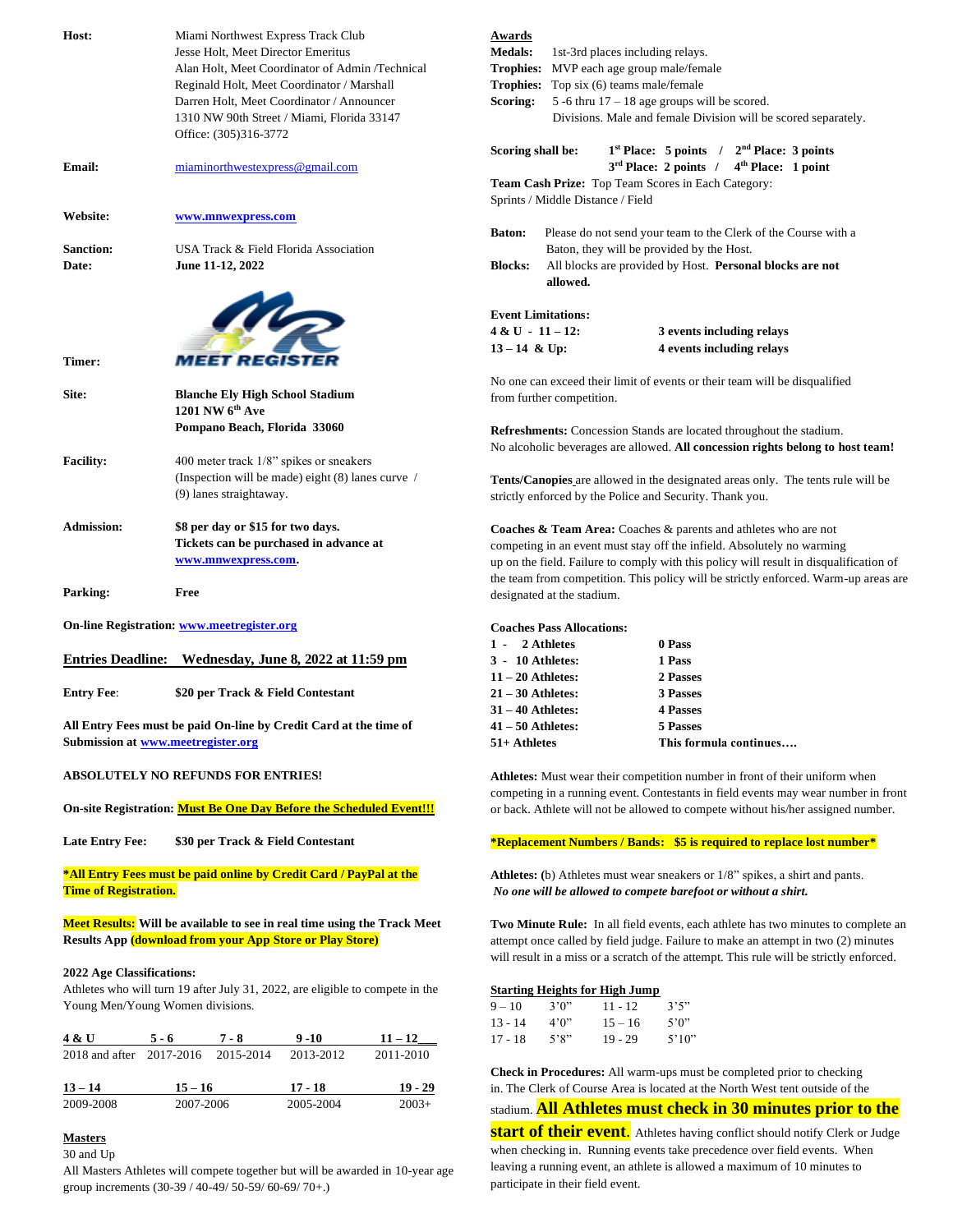**Host:** Miami Northwest Express Track Club
Jesse Holt, Meet Director Emeritus
Alan Holt, Meet Coordinator of Admin /Technical
Reginald Holt, Meet Coordinator / Marshall
Darren Holt, Meet Coordinator / Announcer
1310 NW 90th Street / Miami, Florida 33147
Office: (305)316-3772

**Email:** miaminorthwestexpress@gmail.com

**Website:** **www.mnwexpress.com**

**Sanction:** USA Track & Field Florida Association

**Date:** **June 11-12, 2022**

**Timer:** MEET REGISTER

**Site:** **Blanche Ely High School Stadium**
**1201 NW 6th Ave**
**Pompano Beach, Florida 33060**

**Facility:** 400 meter track 1/8" spikes or sneakers (Inspection will be made) eight (8) lanes curve / (9) lanes straightaway.

**Admission:** **$8 per day or $15 for two days. Tickets can be purchased in advance at www.mnwexpress.com.**

**Parking:** **Free**

**On-line Registration:** **www.meetregister.org**

**Entries Deadline: Wednesday, June 8, 2022 at 11:59 pm**

**Entry Fee:** **$20 per Track & Field Contestant**

**All Entry Fees must be paid On-line by Credit Card at the time of Submission at www.meetregister.org**

**ABSOLUTELY NO REFUNDS FOR ENTRIES!**

**On-site Registration:** **Must Be One Day Before the Scheduled Event!!!**

**Late Entry Fee:** **$30 per Track & Field Contestant**

**\*All Entry Fees must be paid online by Credit Card / PayPal at the Time of Registration.**

**Meet Results:** **Will be available to see in real time using the Track Meet Results App (download from your App Store or Play Store)**

**2022 Age Classifications:**
Athletes who will turn 19 after July 31, 2022, are eligible to compete in the Young Men/Young Women divisions.

| 4 & U | 5 - 6 | 7 - 8 | 9 -10 | 11 – 12 |
|---|---|---|---|---|
| 2018 and after | 2017-2016 | 2015-2014 | 2013-2012 | 2011-2010 |

| 13 – 14 | 15 – 16 | 17 - 18 | 19 - 29 |
|---|---|---|---|
| 2009-2008 | 2007-2006 | 2005-2004 | 2003+ |

**Masters**
30 and Up
All Masters Athletes will compete together but will be awarded in 10-year age group increments (30-39 / 40-49/ 50-59/ 60-69/ 70+.)

**Awards**
**Medals:** 1st-3rd places including relays.
**Trophies:** MVP each age group male/female
**Trophies:** Top six (6) teams male/female
**Scoring:** 5 -6 thru 17 – 18 age groups will be scored. Divisions. Male and female Division will be scored separately.

**Scoring shall be:** **1st Place: 5 points / 2nd Place: 3 points / 3rd Place: 2 points / 4th Place: 1 point**

**Team Cash Prize:** Top Team Scores in Each Category: Sprints / Middle Distance / Field

**Baton:** Please do not send your team to the Clerk of the Course with a Baton, they will be provided by the Host.

**Blocks:** All blocks are provided by Host. **Personal blocks are not allowed.**

**Event Limitations:**

| | |
|---|---|
| **4 & U - 11 – 12:** | **3 events including relays** |
| **13 – 14 & Up:** | **4 events including relays** |

No one can exceed their limit of events or their team will be disqualified from further competition.

**Refreshments:** Concession Stands are located throughout the stadium. No alcoholic beverages are allowed. **All concession rights belong to host team!**

**Tents/Canopies** are allowed in the designated areas only. The tents rule will be strictly enforced by the Police and Security. Thank you.

**Coaches & Team Area:** Coaches & parents and athletes who are not competing in an event must stay off the infield. Absolutely no warming up on the field. Failure to comply with this policy will result in disqualification of the team from competition. This policy will be strictly enforced. Warm-up areas are designated at the stadium.

**Coaches Pass Allocations:**

| | |
|---|---|
| **1 - 2 Athletes** | **0 Pass** |
| **3 - 10 Athletes:** | **1 Pass** |
| **11 – 20 Athletes:** | **2 Passes** |
| **21 – 30 Athletes:** | **3 Passes** |
| **31 – 40 Athletes:** | **4 Passes** |
| **41 – 50 Athletes:** | **5 Passes** |
| **51+ Athletes** | **This formula continues….** |

**Athletes:** Must wear their competition number in front of their uniform when competing in a running event. Contestants in field events may wear number in front or back. Athlete will not be allowed to compete without his/her assigned number.

**\*Replacement Numbers / Bands: $5 is required to replace lost number\***

**Athletes: (**b) Athletes must wear sneakers or 1/8" spikes, a shirt and pants. ***No one will be allowed to compete barefoot or without a shirt.***

**Two Minute Rule:** In all field events, each athlete has two minutes to complete an attempt once called by field judge. Failure to make an attempt in two (2) minutes will result in a miss or a scratch of the attempt. This rule will be strictly enforced.

**Starting Heights for High Jump**

| | | | |
|---|---|---|---|
| 9 – 10 | 3'0" | 11 - 12 | 3'5" |
| 13 - 14 | 4'0" | 15 – 16 | 5'0" |
| 17 - 18 | 5'8" | 19 - 29 | 5'10" |

**Check in Procedures:** All warm-ups must be completed prior to checking in. The Clerk of Course Area is located at the North West tent outside of the stadium. **All Athletes must check in 30 minutes prior to the start of their event**. Athletes having conflict should notify Clerk or Judge when checking in. Running events take precedence over field events. When leaving a running event, an athlete is allowed a maximum of 10 minutes to participate in their field event.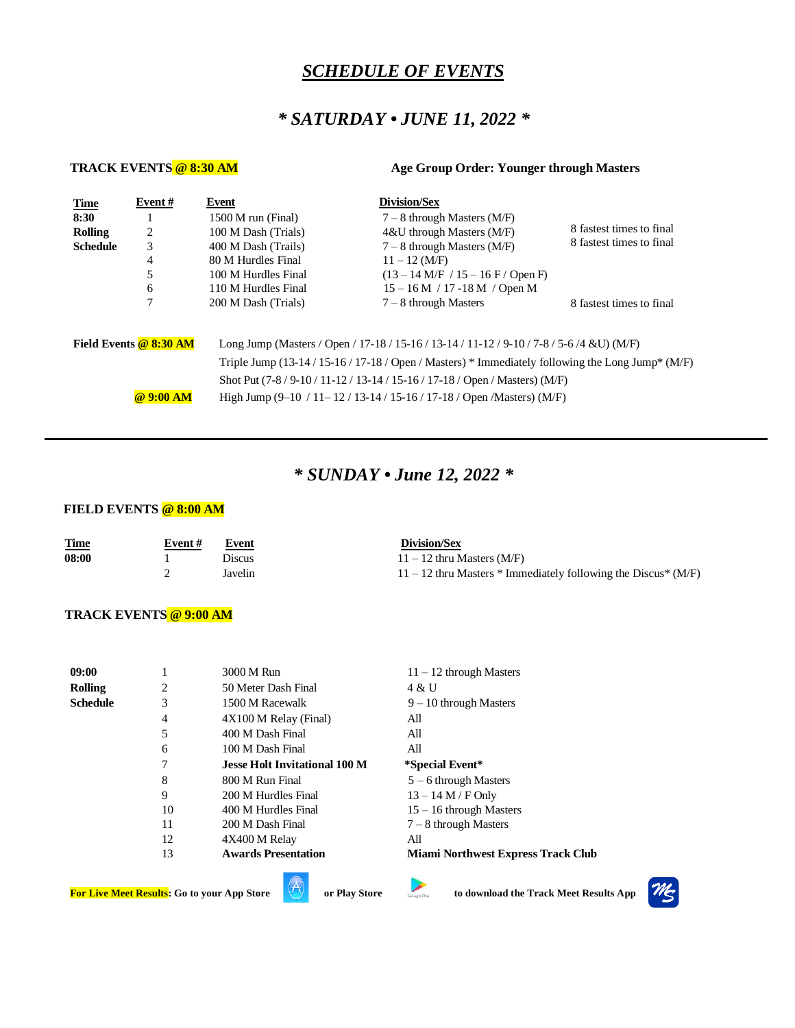# *SCHEDULE OF EVENTS*

## *\* SATURDAY • JUNE 11, 2022 \**

**TRACK EVENTS @ 8:30 AM** **Age Group Order: Younger through Masters**

| Time | Event # | Event | Division/Sex | |
|---|---|---|---|---|
| **8:30** | 1 | 1500 M run (Final) | 7 – 8 through Masters (M/F) | |
| **Rolling** | 2 | 100 M Dash (Trials) | 4&U through Masters (M/F) | 8 fastest times to final |
| **Schedule** | 3 | 400 M Dash (Trails) | 7 – 8 through Masters (M/F) | 8 fastest times to final |
| | 4 | 80 M Hurdles Final | 11 – 12 (M/F) | |
| | 5 | 100 M Hurdles Final | (13 – 14 M/F / 15 – 16 F / Open F) | |
| | 6 | 110 M Hurdles Final | 15 – 16 M / 17 -18 M / Open M | |
| | 7 | 200 M Dash (Trials) | 7 – 8 through Masters | 8 fastest times to final |

**Field Events @ 8:30 AM**
- Long Jump (Masters / Open / 17-18 / 15-16 / 13-14 / 11-12 / 9-10 / 7-8 / 5-6 /4 &U) (M/F)
- Triple Jump (13-14 / 15-16 / 17-18 / Open / Masters) * Immediately following the Long Jump* (M/F)
- Shot Put (7-8 / 9-10 / 11-12 / 13-14 / 15-16 / 17-18 / Open / Masters) (M/F)

**@ 9:00 AM**
- High Jump (9–10 / 11– 12 / 13-14 / 15-16 / 17-18 / Open /Masters) (M/F)

---

## *\* SUNDAY • June 12, 2022 \**

**FIELD EVENTS @ 8:00 AM**

| Time | Event # | Event | Division/Sex |
|---|---|---|---|
| **08:00** | 1 | Discus | 11 – 12 thru Masters (M/F) |
| | 2 | Javelin | 11 – 12 thru Masters * Immediately following the Discus* (M/F) |

**TRACK EVENTS @ 9:00 AM**

| Time | Event # | Event | Division/Sex |
|---|---|---|---|
| **09:00** | 1 | 3000 M Run | 11 – 12 through Masters |
| **Rolling** | 2 | 50 Meter Dash Final | 4 & U |
| **Schedule** | 3 | 1500 M Racewalk | 9 – 10 through Masters |
| | 4 | 4X100 M Relay (Final) | All |
| | 5 | 400 M Dash Final | All |
| | 6 | 100 M Dash Final | All |
| | 7 | **Jesse Holt Invitational 100 M** | ***Special Event*** |
| | 8 | 800 M Run Final | 5 – 6 through Masters |
| | 9 | 200 M Hurdles Final | 13 – 14 M / F Only |
| | 10 | 400 M Hurdles Final | 15 – 16 through Masters |
| | 11 | 200 M Dash Final | 7 – 8 through Masters |
| | 12 | 4X400 M Relay | All |
| | 13 | **Awards Presentation** | **Miami Northwest Express Track Club** |

**For Live Meet Results: Go to your App Store or Play Store to download the Track Meet Results App**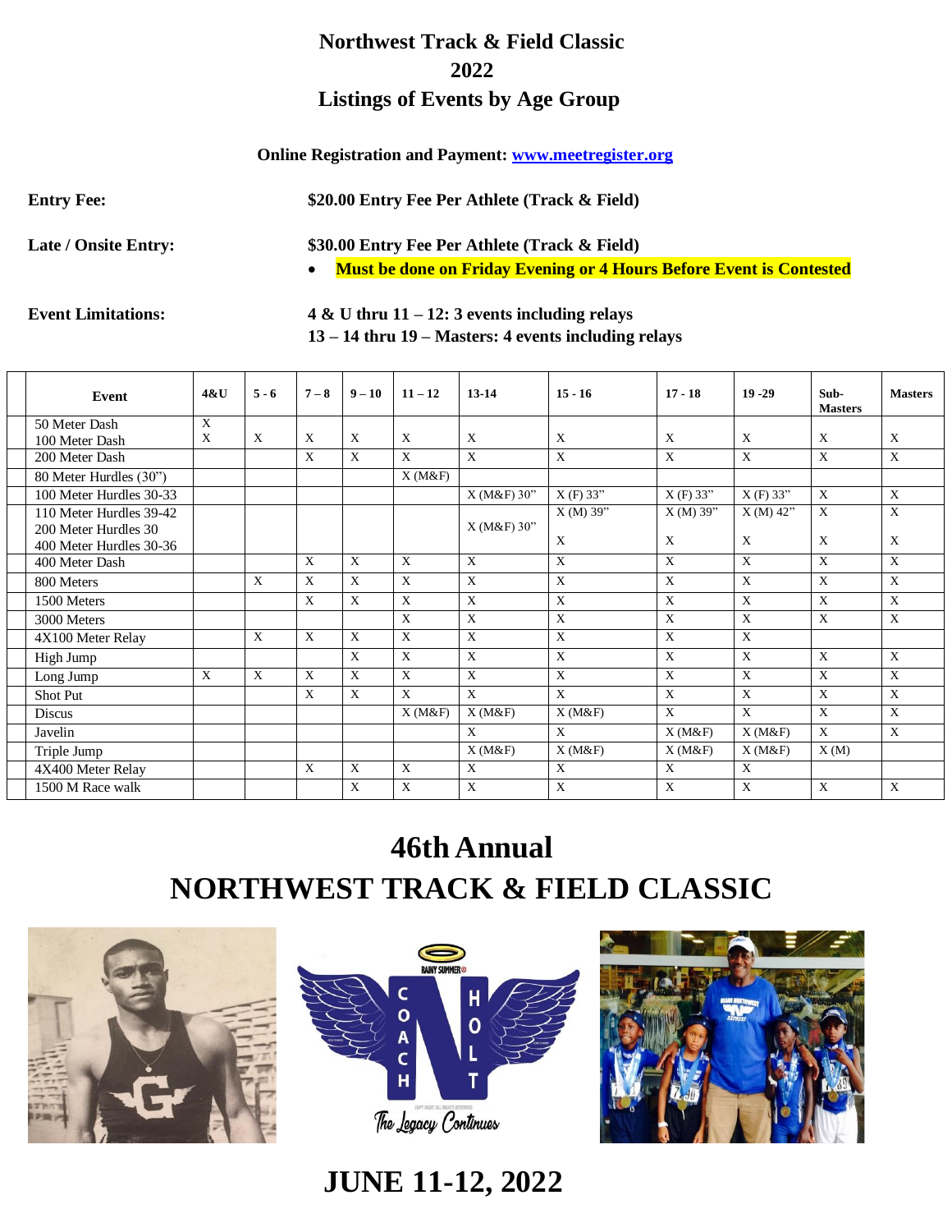# Northwest Track & Field Classic
# 2022
# Listings of Events by Age Group

**Online Registration and Payment: www.meetregister.org**

**Entry Fee:** **$20.00 Entry Fee Per Athlete (Track & Field)**

**Late / Onsite Entry:** **$30.00 Entry Fee Per Athlete (Track & Field)**

- **Must be done on Friday Evening or 4 Hours Before Event is Contested**

**Event Limitations:** **4 & U thru 11 – 12: 3 events including relays**
**13 – 14 thru 19 – Masters: 4 events including relays**

| Event | 4&U | 5 - 6 | 7 – 8 | 9 – 10 | 11 – 12 | 13-14 | 15 - 16 | 17 - 18 | 19 -29 | Sub-Masters | Masters |
|---|---|---|---|---|---|---|---|---|---|---|---|
| 50 Meter Dash | X | | | | | | | | | | |
| 100 Meter Dash | X | X | X | X | X | X | X | X | X | X | X |
| 200 Meter Dash | | | X | X | X | X | X | X | X | X | X |
| 80 Meter Hurdles (30") | | | | | X (M&F) | | | | | | |
| 100 Meter Hurdles 30-33 | | | | | | X (M&F) 30" | X (F) 33" | X (F) 33" | X (F) 33" | X | X |
| 110 Meter Hurdles 39-42 | | | | | | | X (M) 39" | X (M) 39" | X (M) 42" | X | X |
| 200 Meter Hurdles 30 | | | | | | X (M&F) 30" | | | | | |
| 400 Meter Hurdles 30-36 | | | | | | | X | X | X | X | X |
| 400 Meter Dash | | | X | X | X | X | X | X | X | X | X |
| 800 Meters | | X | X | X | X | X | X | X | X | X | X |
| 1500 Meters | | | X | X | X | X | X | X | X | X | X |
| 3000 Meters | | | | | X | X | X | X | X | X | X |
| 4X100 Meter Relay | | X | X | X | X | X | X | X | X | | |
| High Jump | | | | X | X | X | X | X | X | X | X |
| Long Jump | X | X | X | X | X | X | X | X | X | X | X |
| Shot Put | | | X | X | X | X | X | X | X | X | X |
| Discus | | | | | X (M&F) | X (M&F) | X (M&F) | X | X | X | X |
| Javelin | | | | | | X | X | X (M&F) | X (M&F) | X | X |
| Triple Jump | | | | | | X (M&F) | X (M&F) | X (M&F) | X (M&F) | X (M) | |
| 4X400 Meter Relay | | | X | X | X | X | X | X | X | | |
| 1500 M Race walk | | | | X | X | X | X | X | X | X | X |

# 46th Annual
# NORTHWEST TRACK & FIELD CLASSIC

# JUNE 11-12, 2022